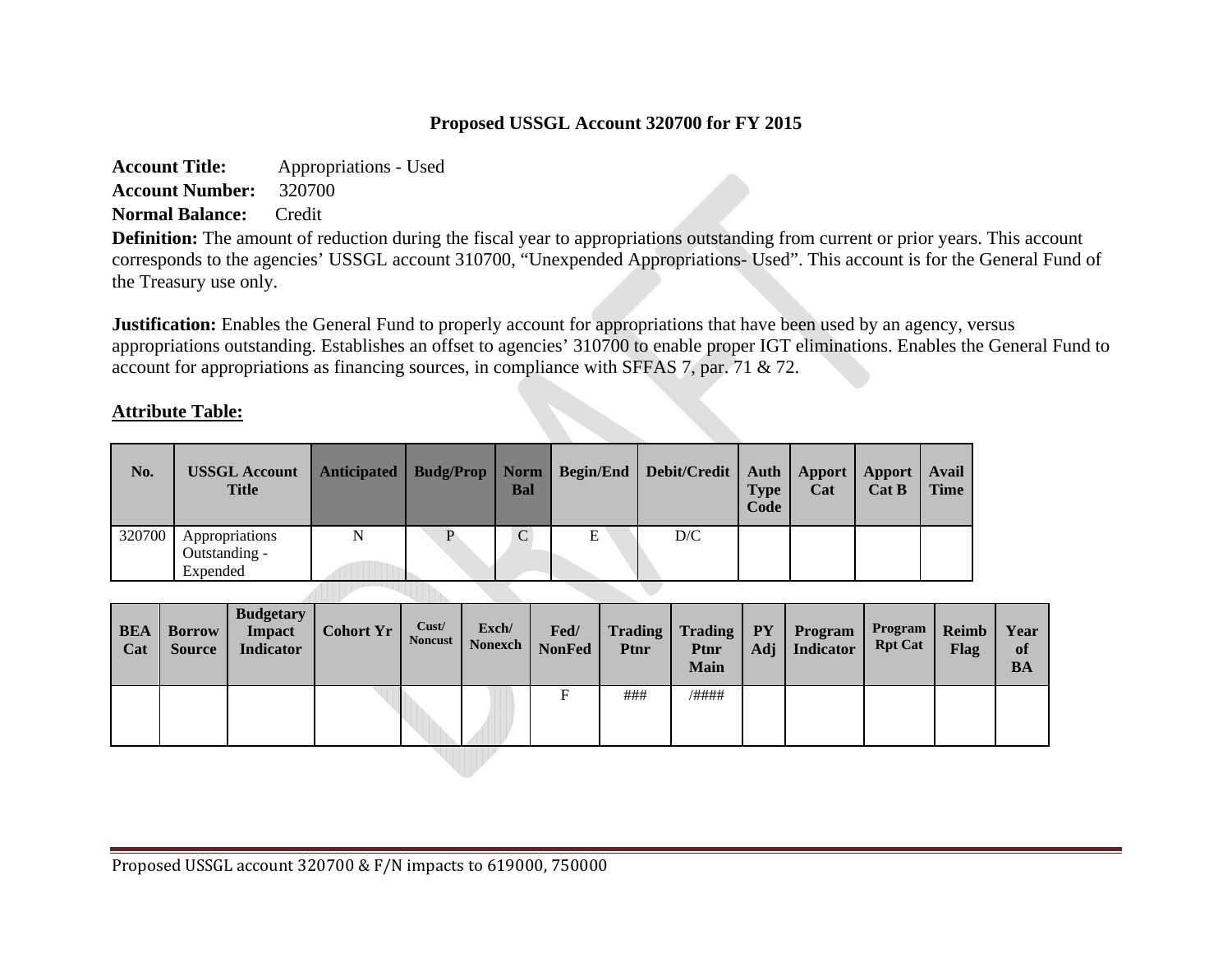# Proposed USSGL Account 320700 for FY 2015

**Account Title:** Appropriations - Used

**Account Number:** 320700

**Normal Balance:** Credit

**Definition:** The amount of reduction during the fiscal year to appropriations outstanding from current or prior years. This account corresponds to the agencies' USSGL account 310700, "Unexpended Appropriations- Used". This account is for the General Fund of the Treasury use only.

**Justification:** Enables the General Fund to properly account for appropriations that have been used by an agency, versus appropriations outstanding. Establishes an offset to agencies' 310700 to enable proper IGT eliminations. Enables the General Fund to account for appropriations as financing sources, in compliance with SFFAS 7, par. 71 & 72.

## Attribute Table:

| No. | USSGL Account Title | Anticipated | Budg/Prop | Norm Bal | Begin/End | Debit/Credit | Auth Type Code | Apport Cat | Apport Cat B | Avail Time |
|---|---|---|---|---|---|---|---|---|---|---|
| 320700 | Appropriations Outstanding - Expended | N | P | C | E | D/C | | | | |

| BEA Cat | Borrow Source | Budgetary Impact Indicator | Cohort Yr | Cust/ Noncust | Exch/ Nonexch | Fed/ NonFed | Trading Ptnr | Trading Ptnr Main | PY Adj | Program Indicator | Program Rpt Cat | Reimb Flag | Year of BA |
|---|---|---|---|---|---|---|---|---|---|---|---|---|---|
| | | | | | | F | ### | /#### | | | | | |

Proposed USSGL account 320700 & F/N impacts to 619000, 750000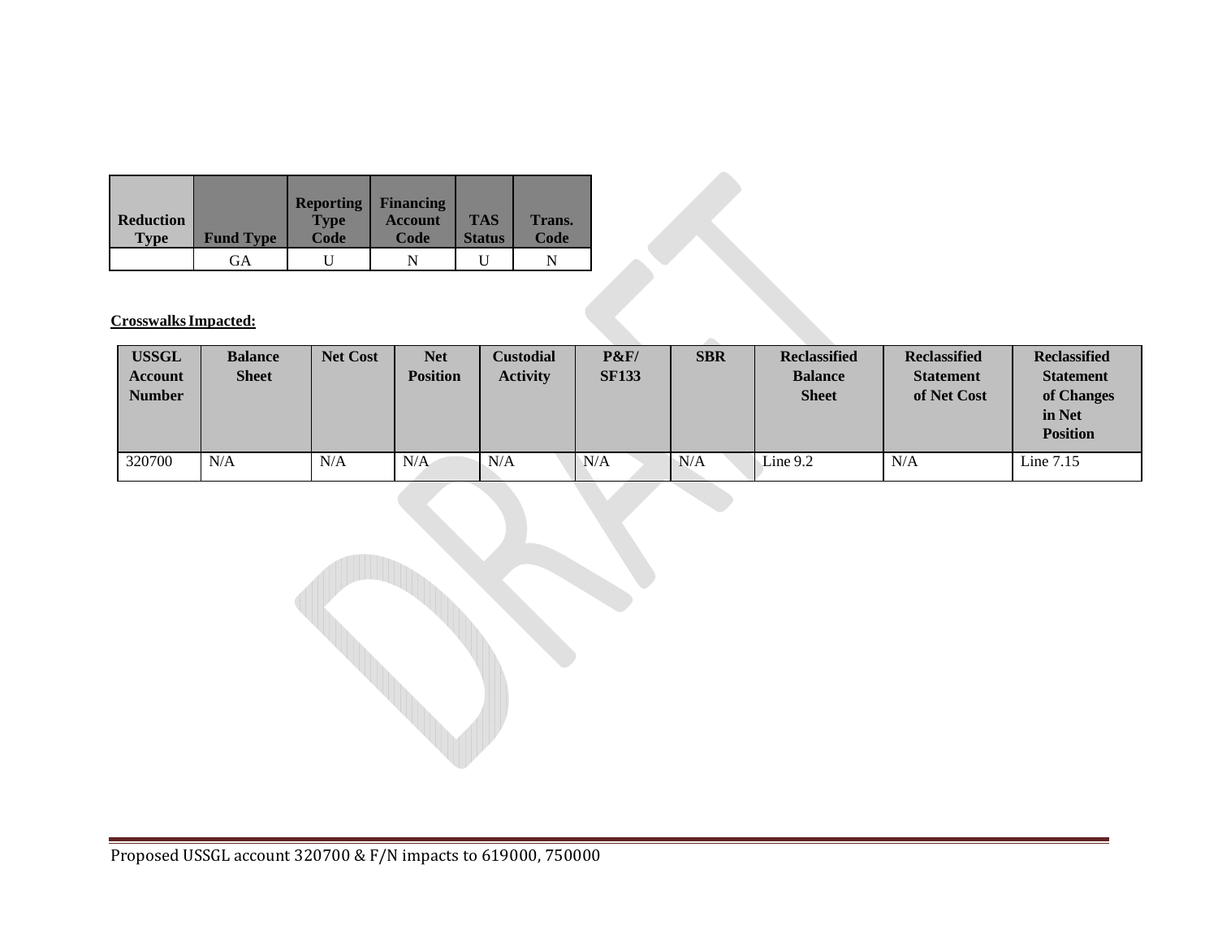| Reduction Type | Fund Type | Reporting Type Code | Financing Account Code | TAS Status | Trans. Code |
|---|---|---|---|---|---|
| | GA | U | N | U | N |

**Crosswalks Impacted:**

| USSGL Account Number | Balance Sheet | Net Cost | Net Position | Custodial Activity | P&F/ SF133 | SBR | Reclassified Balance Sheet | Reclassified Statement of Net Cost | Reclassified Statement of Changes in Net Position |
|---|---|---|---|---|---|---|---|---|---|
| 320700 | N/A | N/A | N/A | N/A | N/A | N/A | Line 9.2 | N/A | Line 7.15 |

Proposed USSGL account 320700 & F/N impacts to 619000, 750000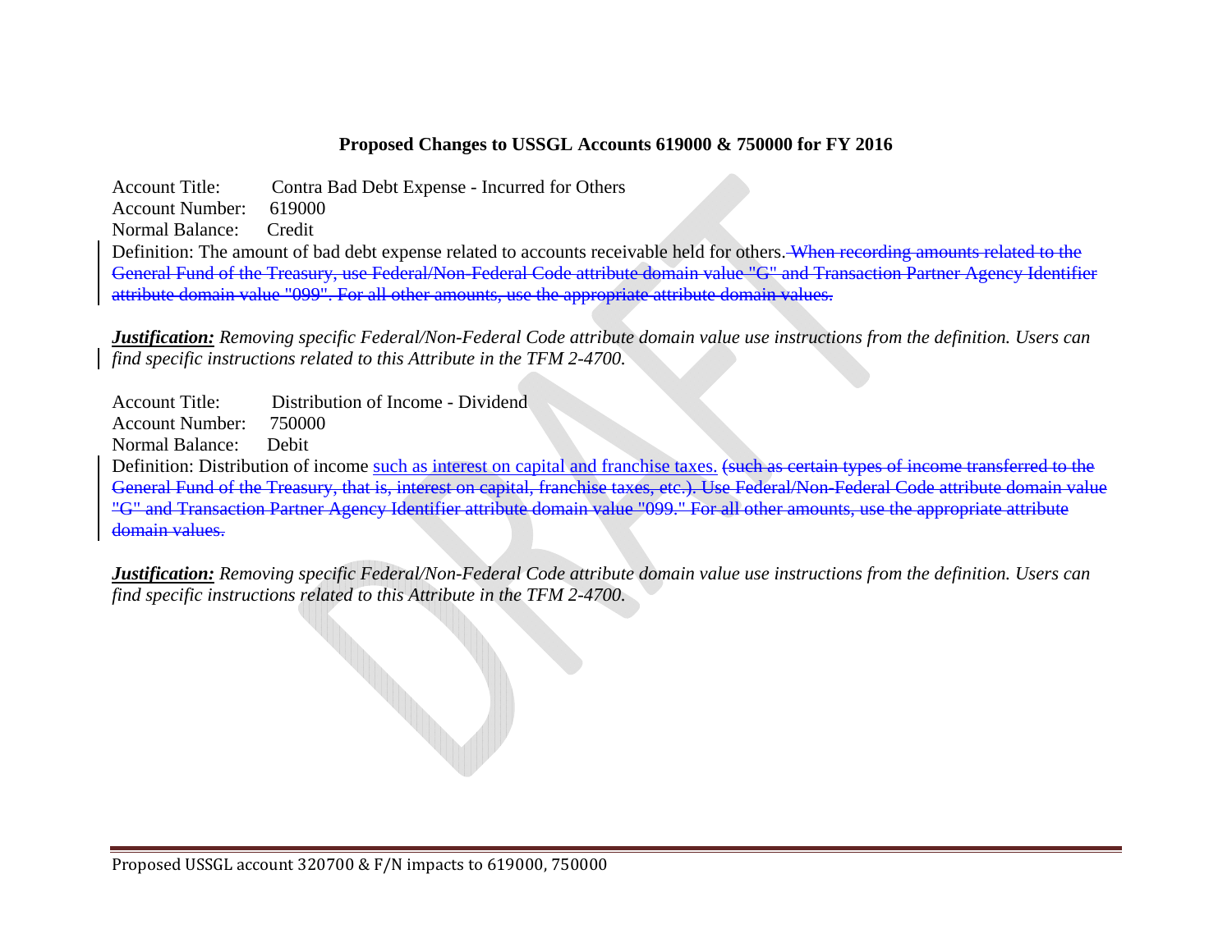**Proposed Changes to USSGL Accounts 619000 & 750000 for FY 2016**

Account Title: Contra Bad Debt Expense - Incurred for Others
Account Number: 619000
Normal Balance: Credit
Definition: The amount of bad debt expense related to accounts receivable held for others. ~~When recording amounts related to the General Fund of the Treasury, use Federal/Non-Federal Code attribute domain value "G" and Transaction Partner Agency Identifier attribute domain value "099". For all other amounts, use the appropriate attribute domain values.~~

***Justification:*** *Removing specific Federal/Non-Federal Code attribute domain value use instructions from the definition. Users can find specific instructions related to this Attribute in the TFM 2-4700.*

Account Title: Distribution of Income - Dividend
Account Number: 750000
Normal Balance: Debit
Definition: Distribution of income such as interest on capital and franchise taxes. ~~(such as certain types of income transferred to the General Fund of the Treasury, that is, interest on capital, franchise taxes, etc.). Use Federal/Non-Federal Code attribute domain value "G" and Transaction Partner Agency Identifier attribute domain value "099." For all other amounts, use the appropriate attribute domain values.~~

***Justification:*** *Removing specific Federal/Non-Federal Code attribute domain value use instructions from the definition. Users can find specific instructions related to this Attribute in the TFM 2-4700.*